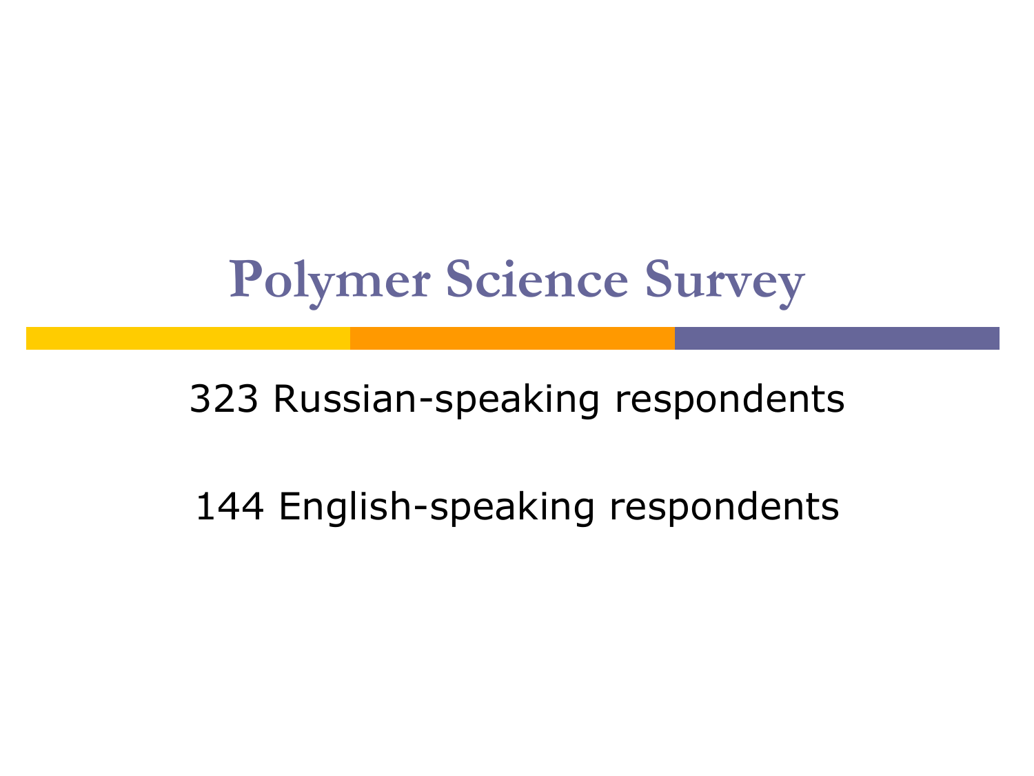# Polymer Science Survey

323 Russian-speaking respondents

144 English-speaking respondents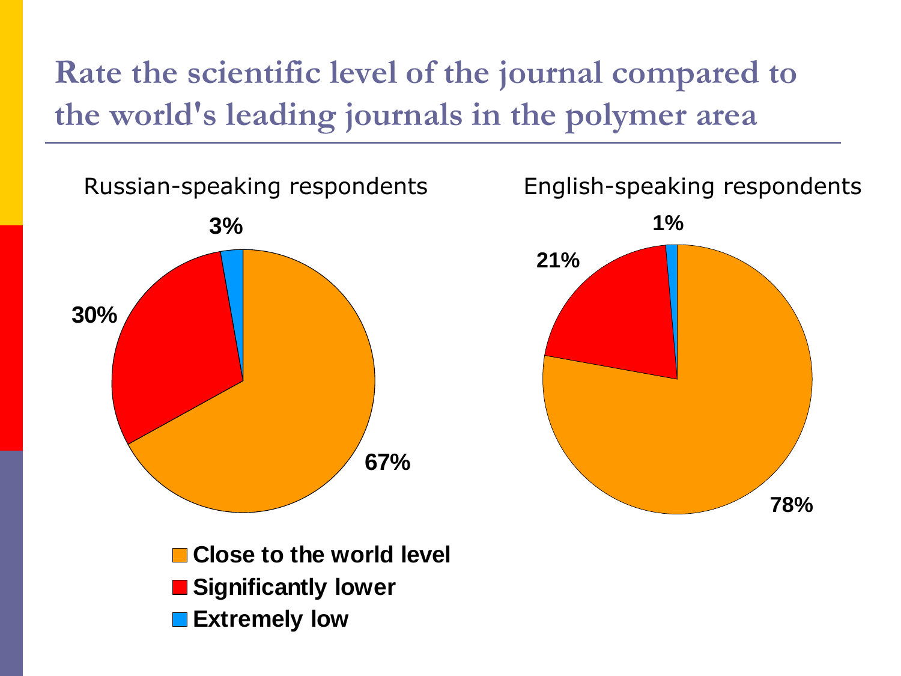# Rate the scientific level of the journal compared to the world's leading journals in the polymer area

Russian-speaking respondents

- 67%
- 30%
- 3%

English-speaking respondents

- 78%
- 21%
- 1%

- Close to the world level
- Significantly lower
- Extremely low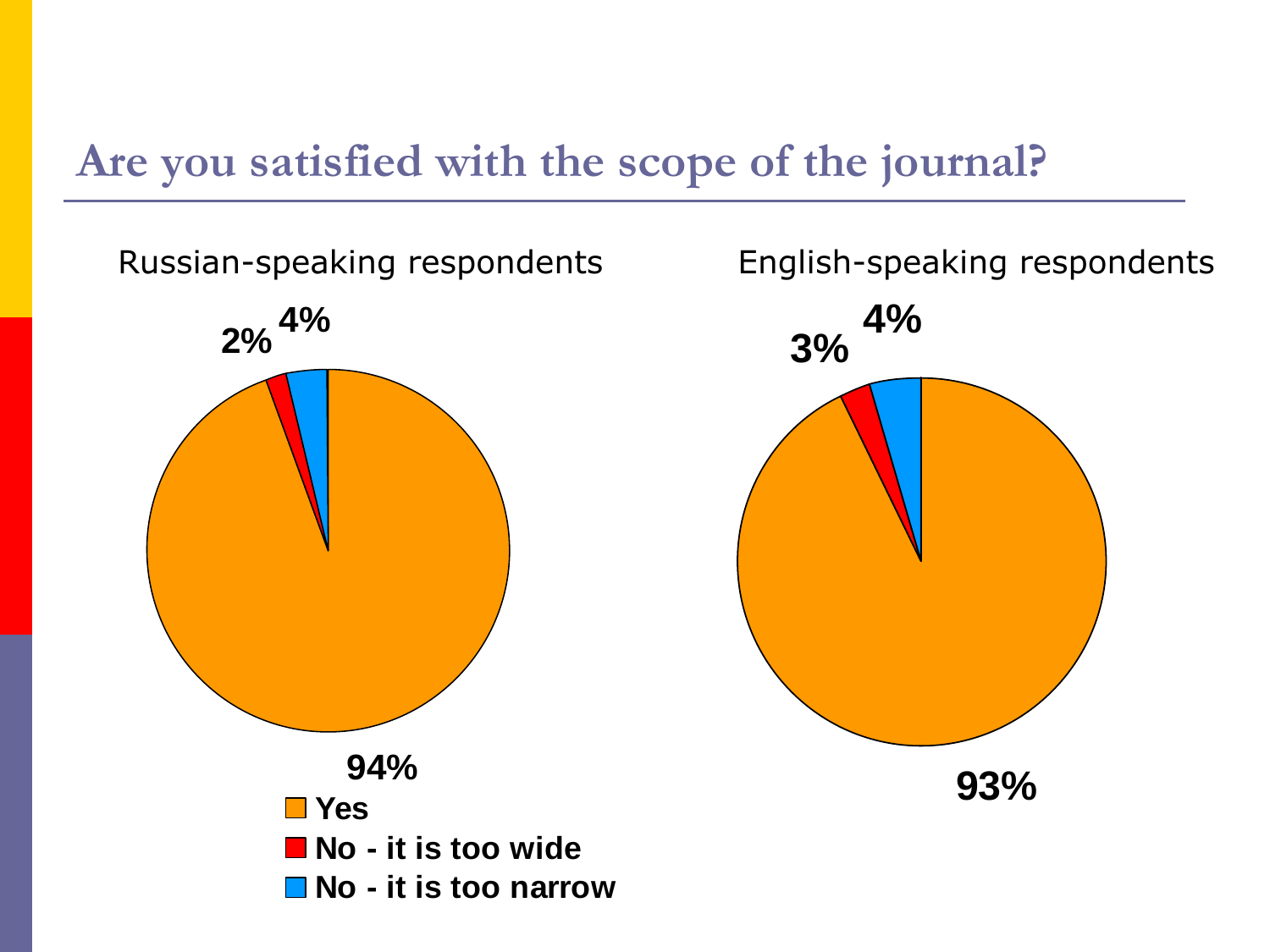# Are you satisfied with the scope of the journal?

Russian-speaking respondents

2% 4%

94%

English-speaking respondents

3% 4%

93%

- Yes
- No - it is too wide
- No - it is too narrow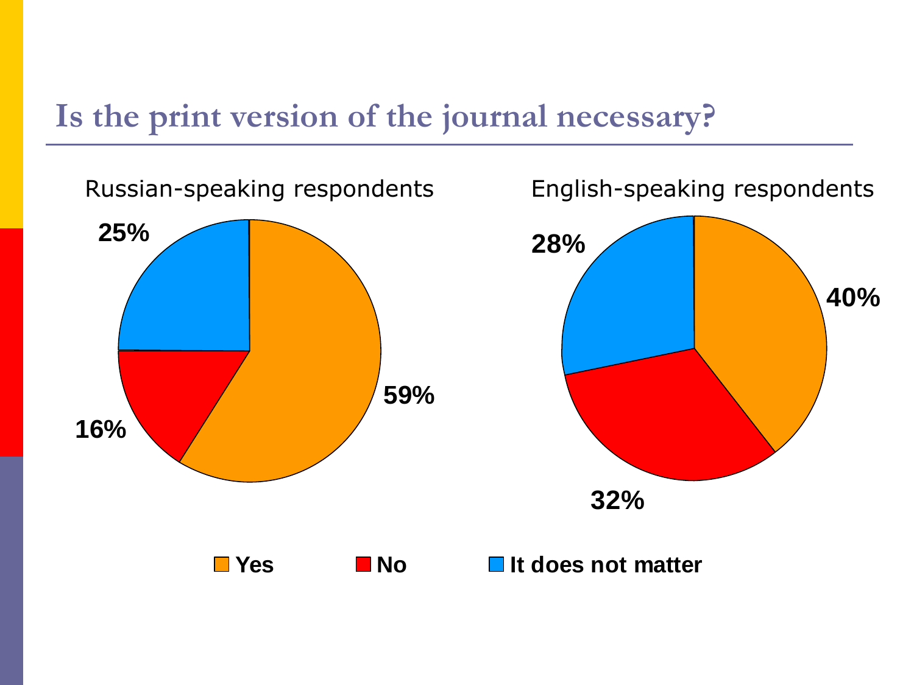# Is the print version of the journal necessary?

Russian-speaking respondents

- Yes: 59%
- No: 16%
- It does not matter: 25%

English-speaking respondents

- Yes: 40%
- No: 32%
- It does not matter: 28%

Yes | No | It does not matter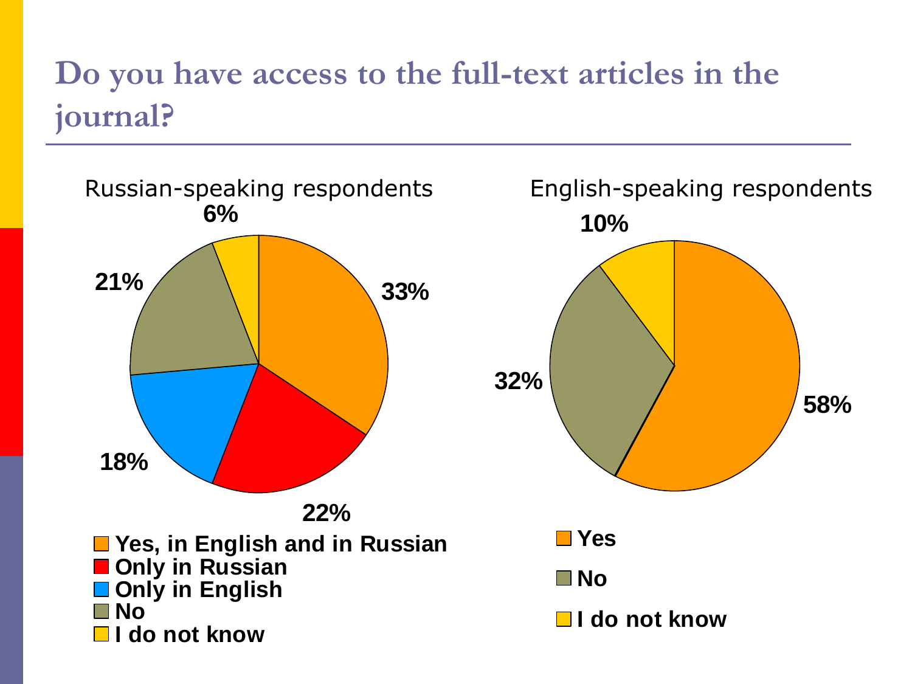# Do you have access to the full-text articles in the journal?

**Russian-speaking respondents**

| Answer | % |
| --- | --- |
| Yes, in English and in Russian | 33% |
| Only in Russian | 22% |
| Only in English | 18% |
| No | 21% |
| I do not know | 6% |

**English-speaking respondents**

| Answer | % |
| --- | --- |
| Yes | 58% |
| No | 32% |
| I do not know | 10% |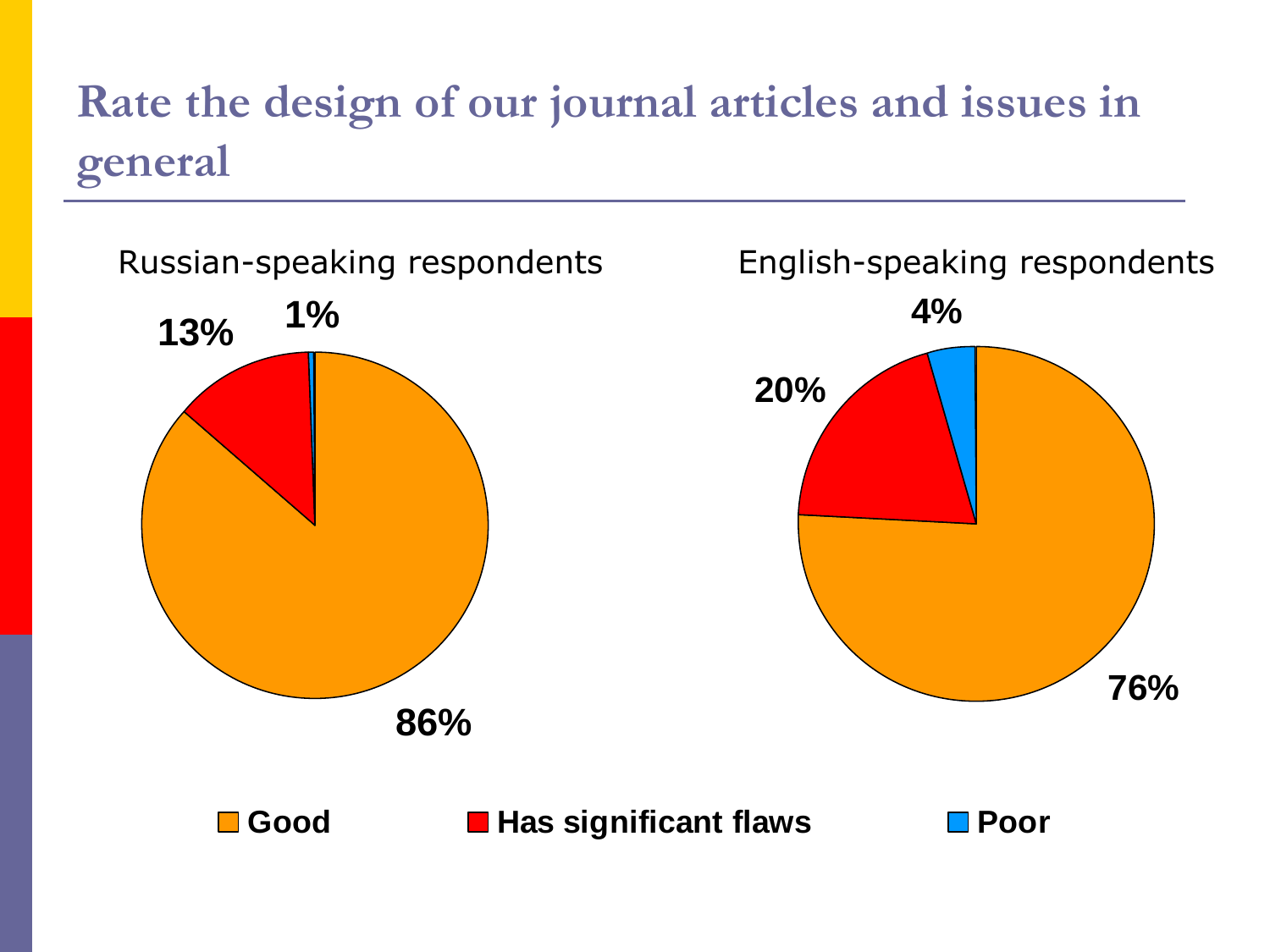# Rate the design of our journal articles and issues in general

Russian-speaking respondents

| Rating | Share |
|---|---|
| Good | 86% |
| Has significant flaws | 13% |
| Poor | 1% |

English-speaking respondents

| Rating | Share |
|---|---|
| Good | 76% |
| Has significant flaws | 20% |
| Poor | 4% |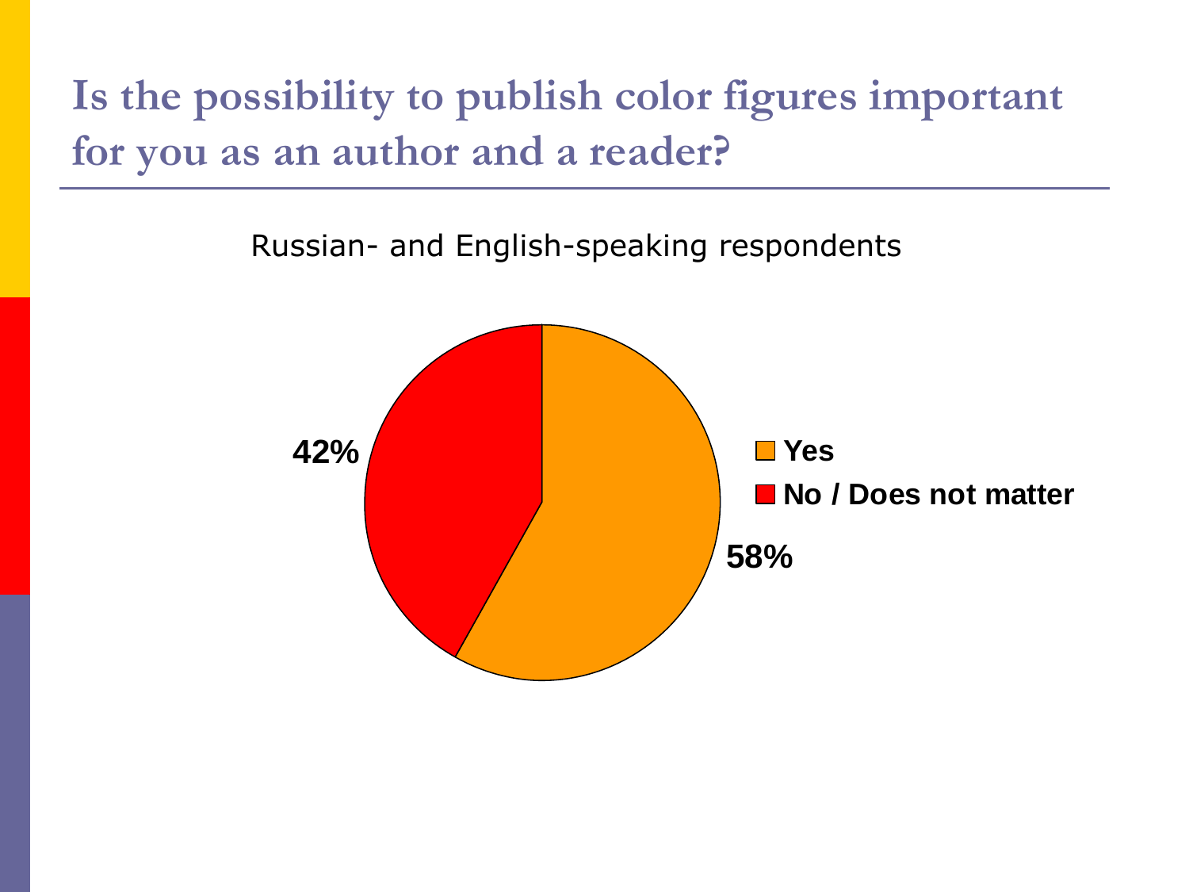# Is the possibility to publish color figures important for you as an author and a reader?

Russian- and English-speaking respondents

- Yes: 58%
- No / Does not matter: 42%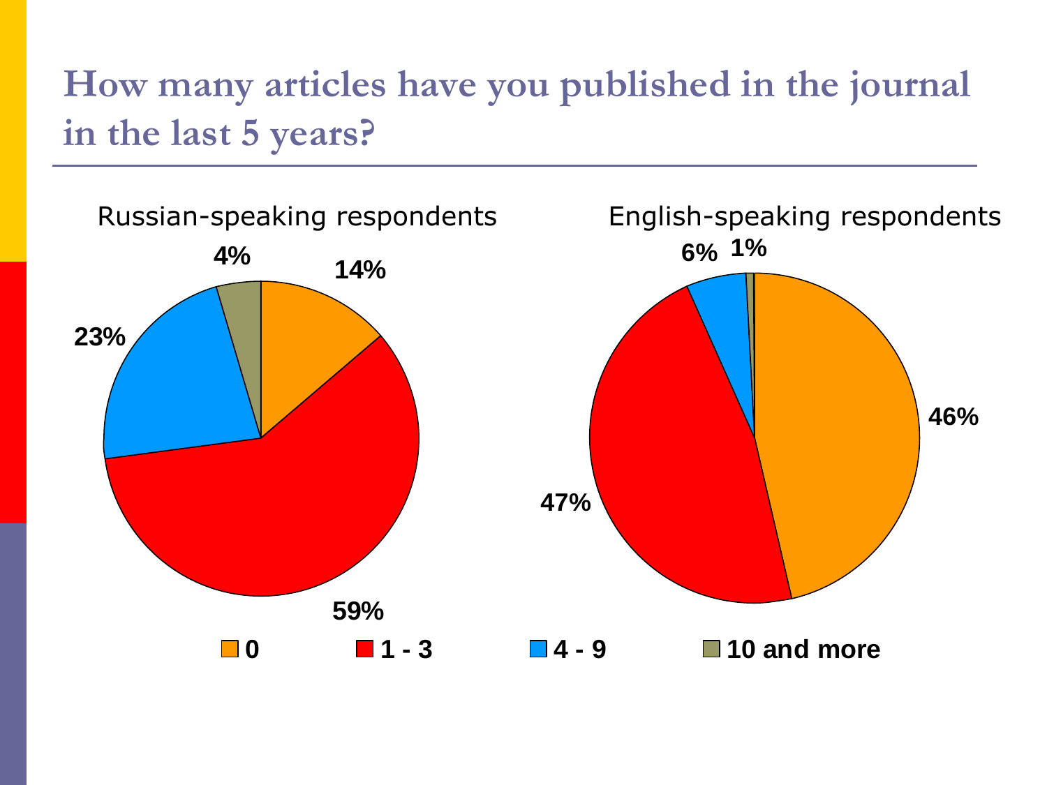# How many articles have you published in the journal in the last 5 years?

Russian-speaking respondents

- 0: 14%
- 1 - 3: 59%
- 4 - 9: 23%
- 10 and more: 4%

English-speaking respondents

- 0: 46%
- 1 - 3: 47%
- 4 - 9: 6%
- 10 and more: 1%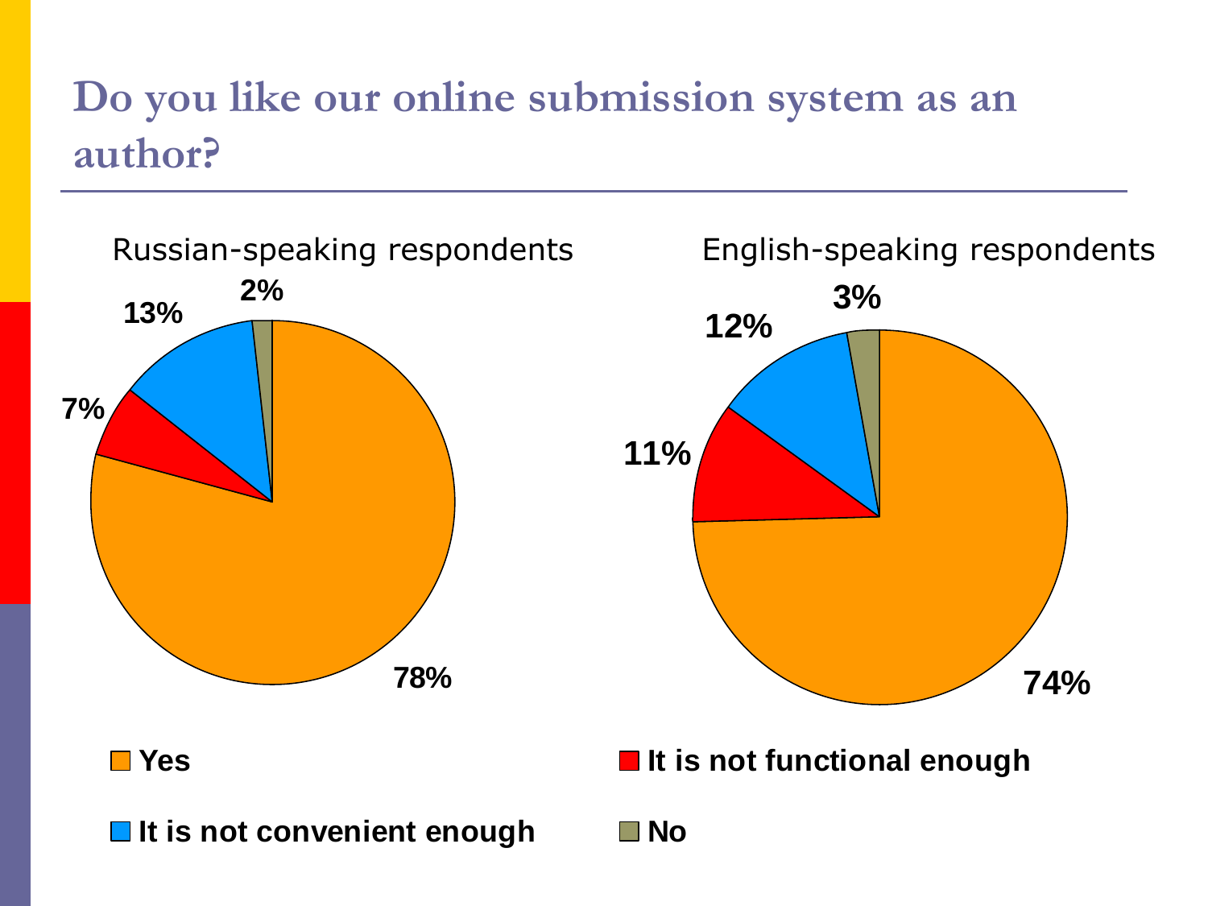# Do you like our online submission system as an author?

Russian-speaking respondents

| Response | Percentage |
|---|---|
| Yes | 78% |
| It is not functional enough | 7% |
| It is not convenient enough | 13% |
| No | 2% |

English-speaking respondents

| Response | Percentage |
|---|---|
| Yes | 74% |
| It is not functional enough | 11% |
| It is not convenient enough | 12% |
| No | 3% |

**Yes** **It is not functional enough**

**It is not convenient enough** **No**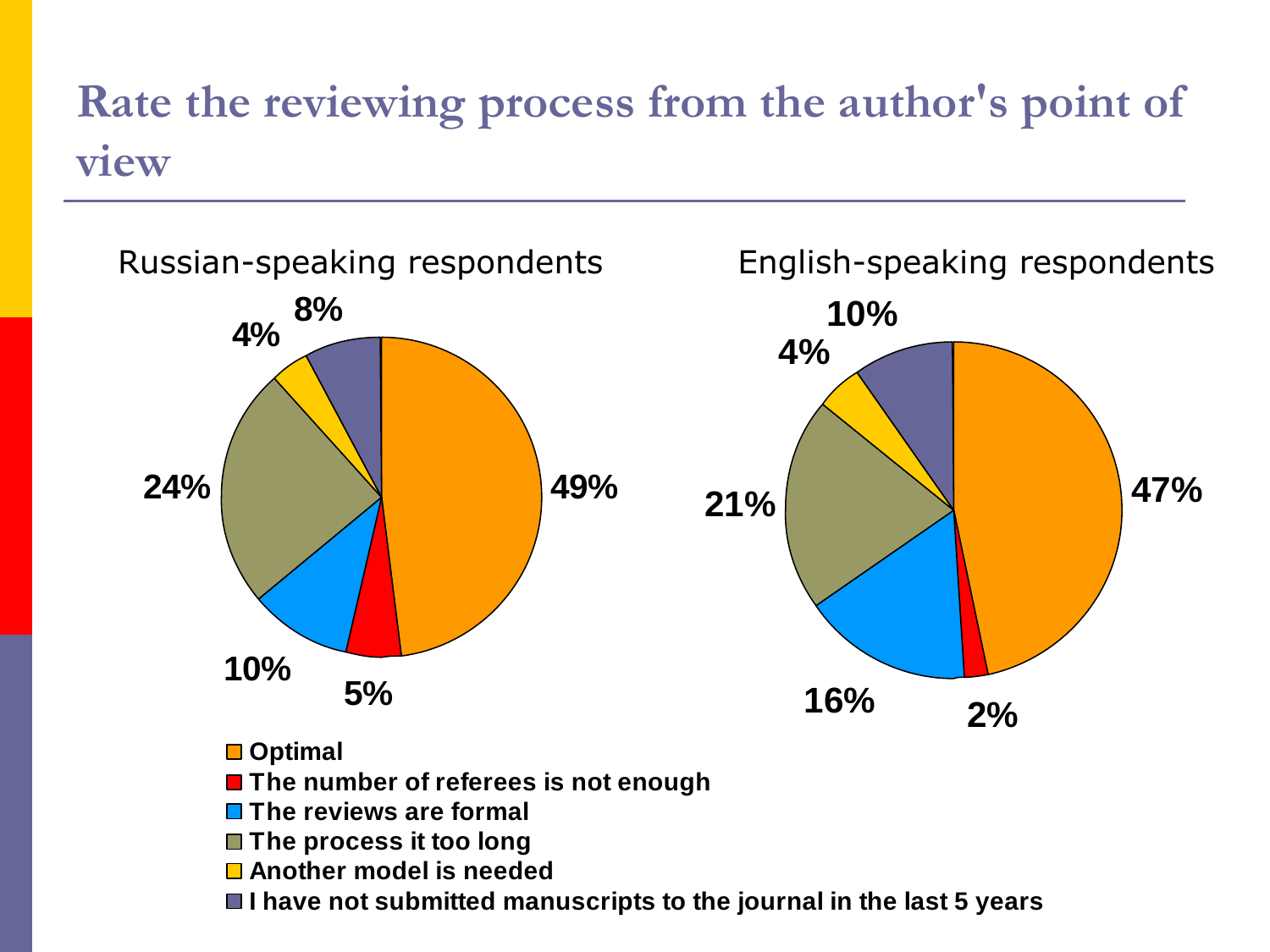# Rate the reviewing process from the author's point of view

| Response | Russian-speaking respondents | English-speaking respondents |
| --- | --- | --- |
| Optimal | 49% | 47% |
| The number of referees is not enough | 5% | 2% |
| The reviews are formal | 10% | 16% |
| The process it too long | 24% | 21% |
| Another model is needed | 4% | 4% |
| I have not submitted manuscripts to the journal in the last 5 years | 8% | 10% |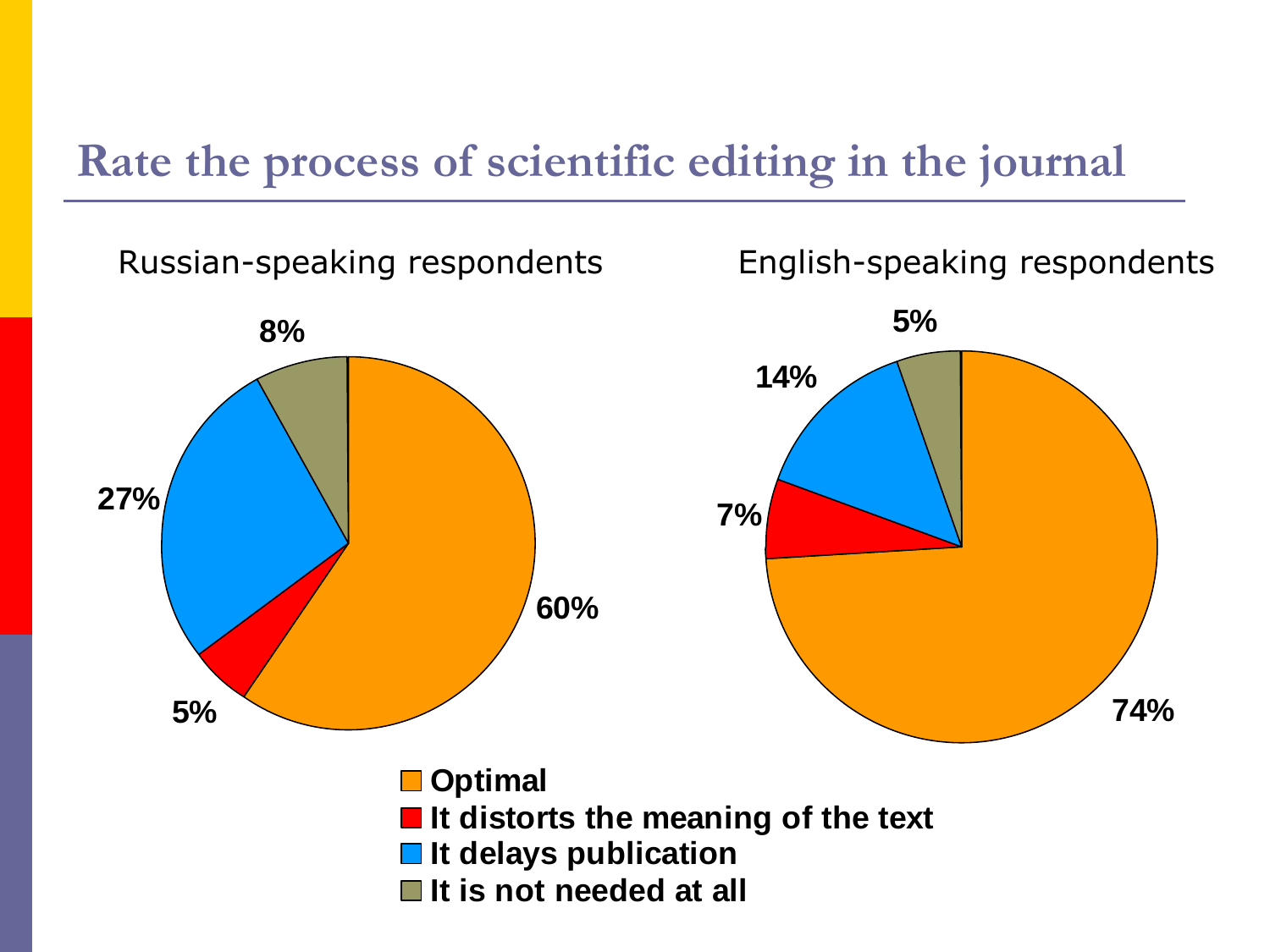# Rate the process of scientific editing in the journal

Russian-speaking respondents

| Response | Share |
| --- | --- |
| Optimal | 60% |
| It distorts the meaning of the text | 5% |
| It delays publication | 27% |
| It is not needed at all | 8% |

English-speaking respondents

| Response | Share |
| --- | --- |
| Optimal | 74% |
| It distorts the meaning of the text | 7% |
| It delays publication | 14% |
| It is not needed at all | 5% |

- **Optimal**
- **It distorts the meaning of the text**
- **It delays publication**
- **It is not needed at all**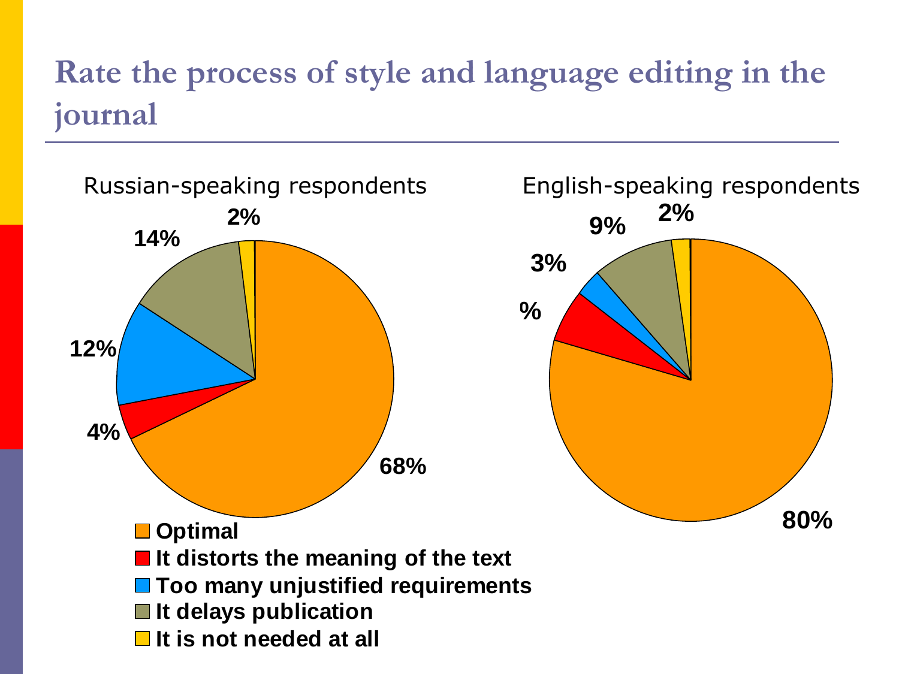# Rate the process of style and language editing in the journal

Russian-speaking respondents

- Optimal: 68%
- It distorts the meaning of the text: 4%
- Too many unjustified requirements: 12%
- It delays publication: 14%
- It is not needed at all: 2%

English-speaking respondents

- Optimal: 80%
- It distorts the meaning of the text: %
- Too many unjustified requirements: 3%
- It delays publication: 9%
- It is not needed at all: 2%

Legend:
- Optimal
- It distorts the meaning of the text
- Too many unjustified requirements
- It delays publication
- It is not needed at all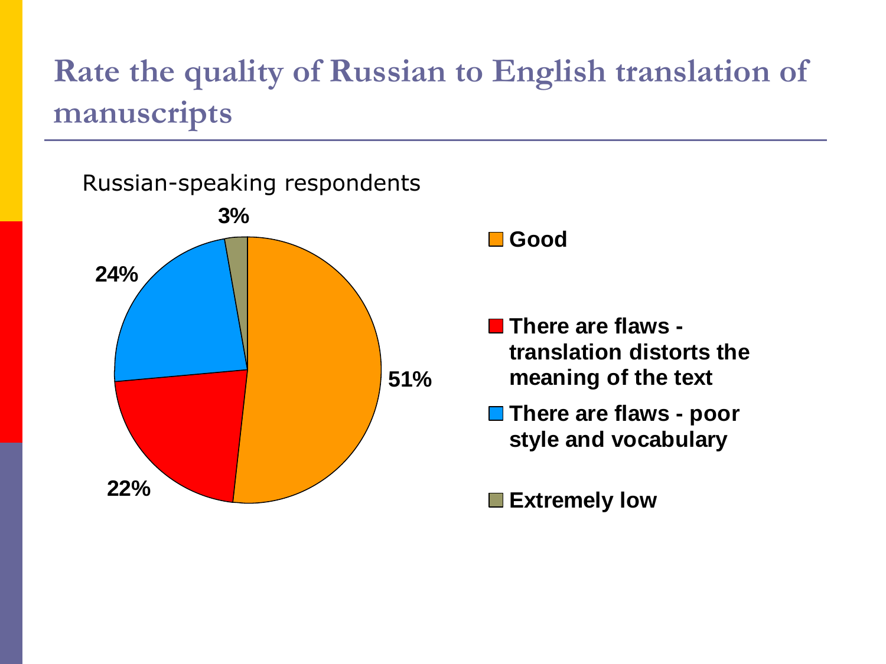# Rate the quality of Russian to English translation of manuscripts

Russian-speaking respondents

| Rating | Percentage |
|---|---|
| Good | 51% |
| There are flaws - translation distorts the meaning of the text | 22% |
| There are flaws - poor style and vocabulary | 24% |
| Extremely low | 3% |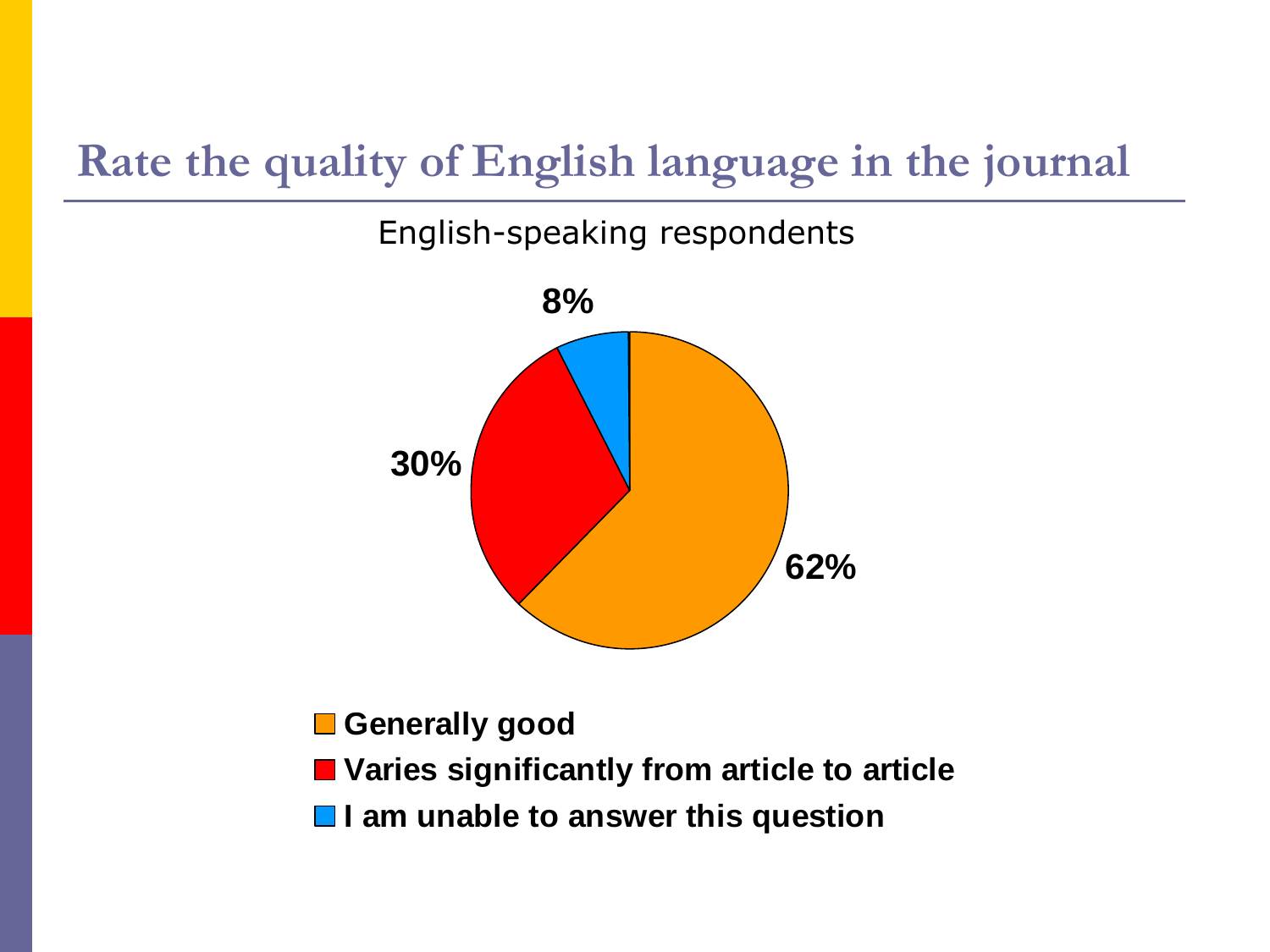# Rate the quality of English language in the journal

English-speaking respondents

8%

30%

62%

- Generally good
- Varies significantly from article to article
- I am unable to answer this question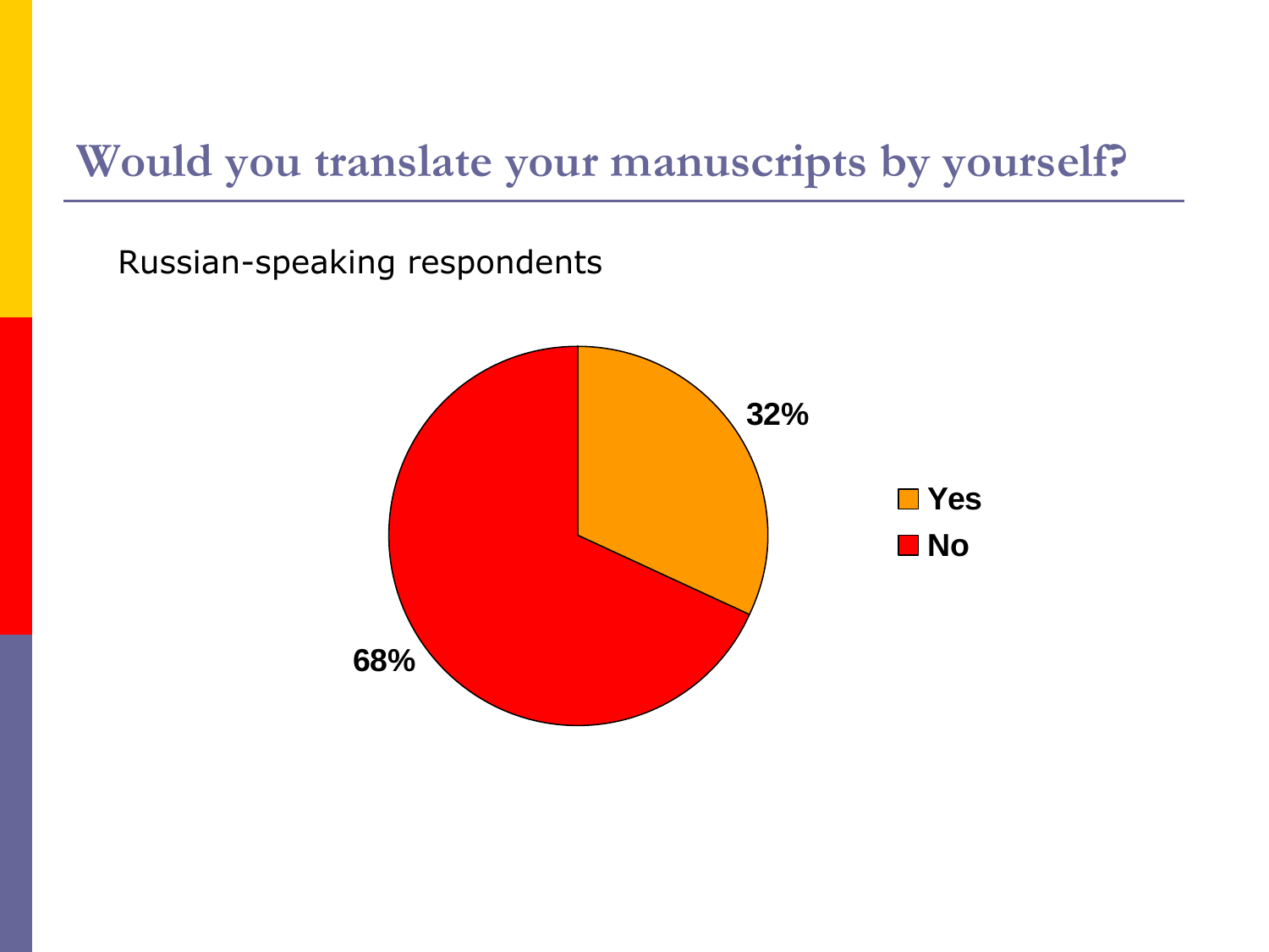# Would you translate your manuscripts by yourself?

Russian-speaking respondents

| Answer | Percentage |
|---|---|
| Yes | 32% |
| No | 68% |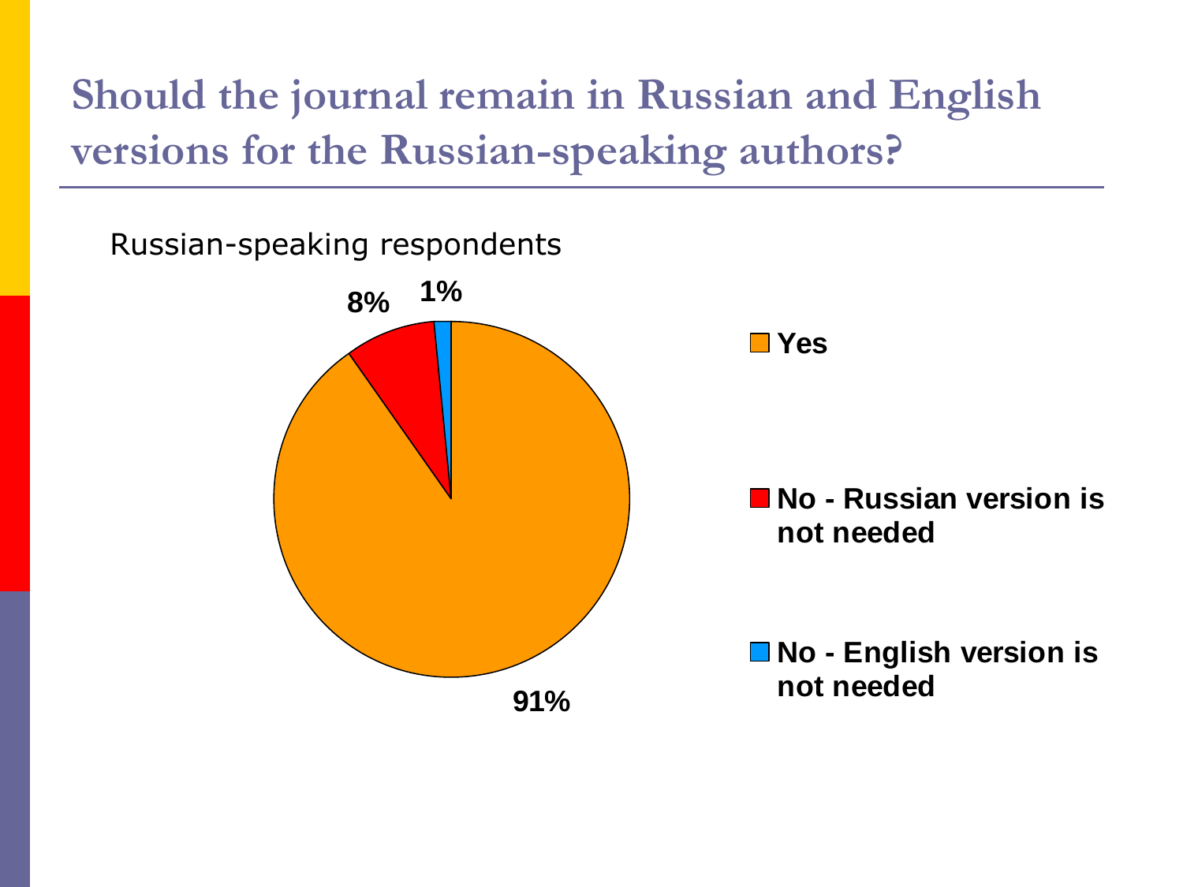# Should the journal remain in Russian and English versions for the Russian-speaking authors?

Russian-speaking respondents

| Response | Percentage |
| --- | --- |
| Yes | 91% |
| No - Russian version is not needed | 8% |
| No - English version is not needed | 1% |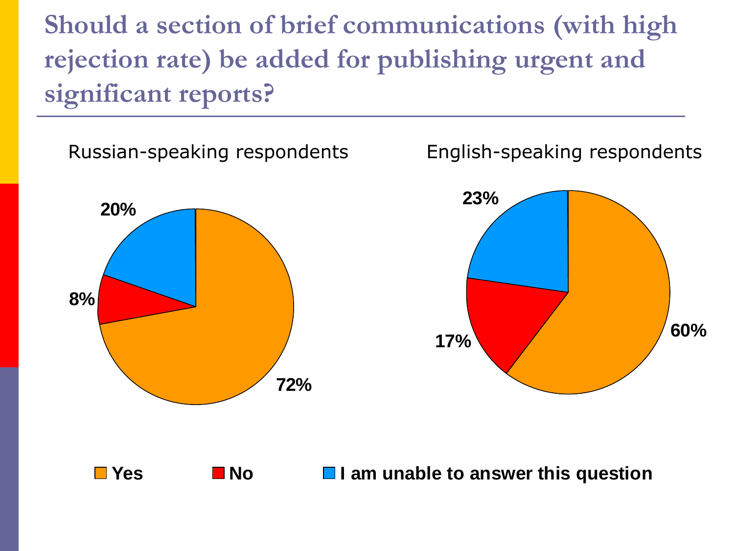# Should a section of brief communications (with high rejection rate) be added for publishing urgent and significant reports?

Russian-speaking respondents

- Yes: 72%
- No: 8%
- I am unable to answer this question: 20%

English-speaking respondents

- Yes: 60%
- No: 17%
- I am unable to answer this question: 23%

■ Yes ■ No ■ I am unable to answer this question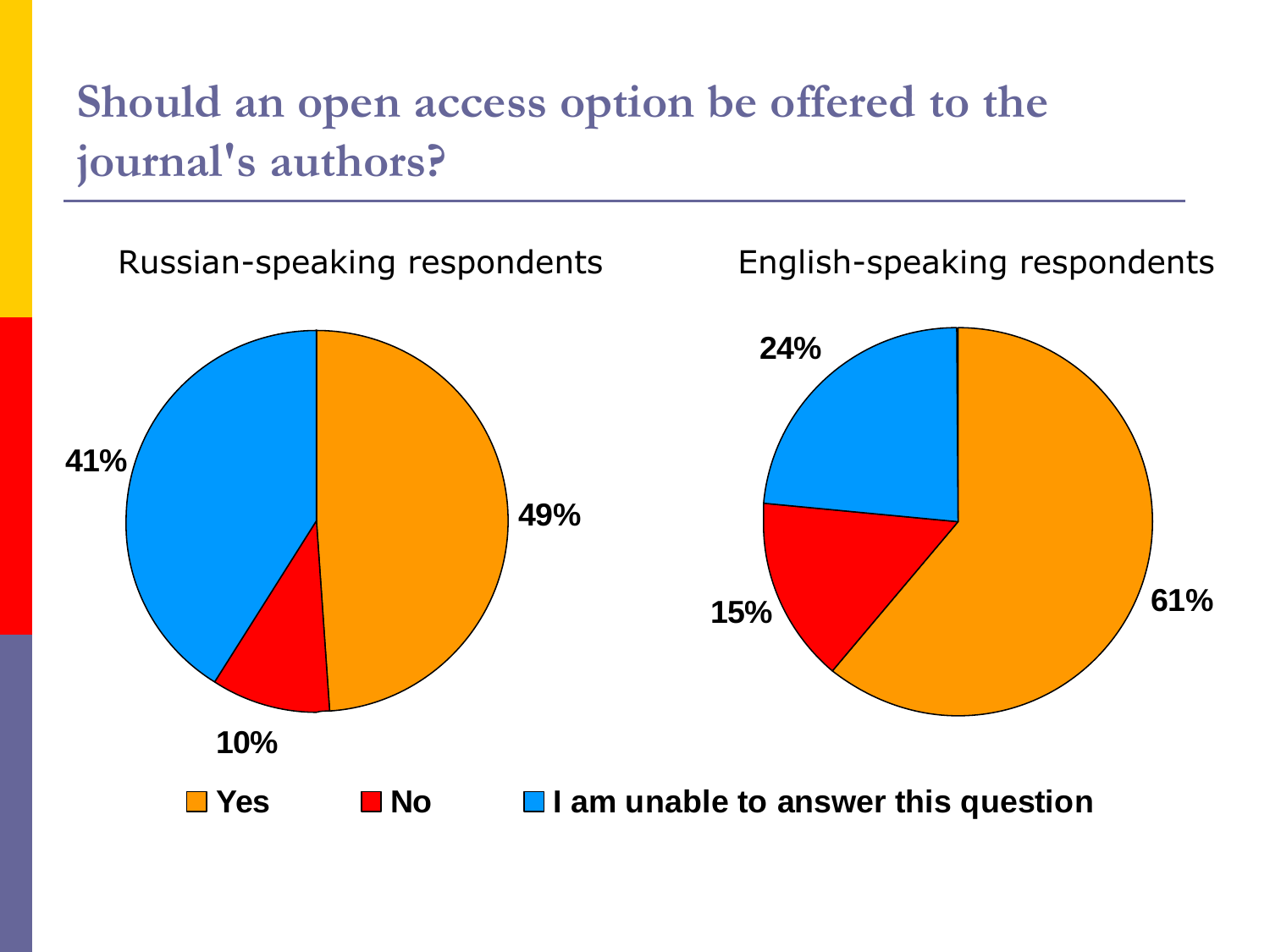# Should an open access option be offered to the journal's authors?

| | Russian-speaking respondents | English-speaking respondents |
| --- | --- | --- |
| Yes | 49% | 61% |
| No | 10% | 15% |
| I am unable to answer this question | 41% | 24% |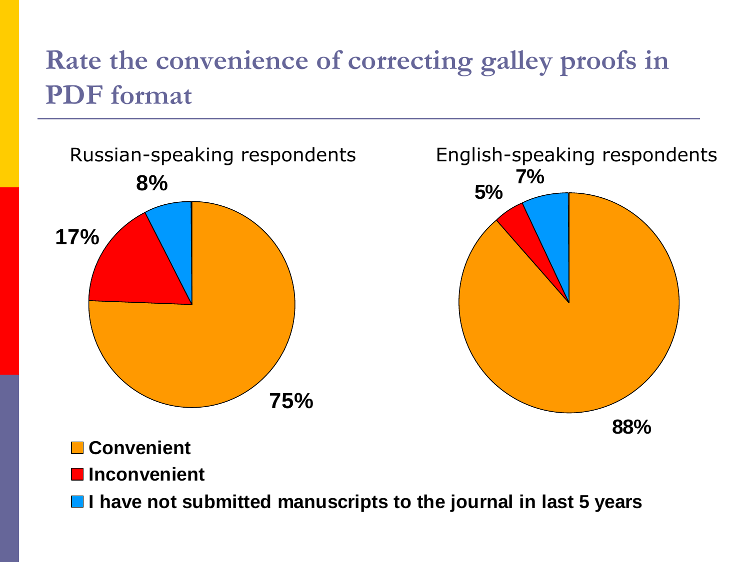# Rate the convenience of correcting galley proofs in PDF format

Russian-speaking respondents

- 75%
- 17%
- 8%

English-speaking respondents

- 88%
- 5%
- 7%

- Convenient
- Inconvenient
- I have not submitted manuscripts to the journal in last 5 years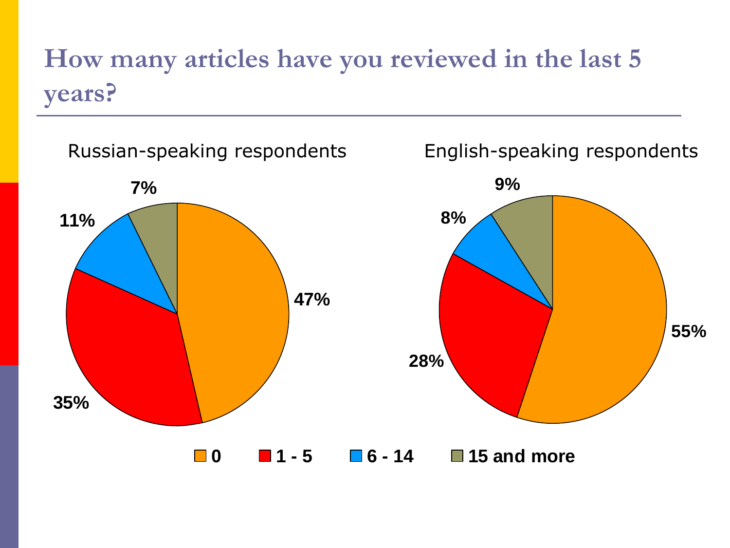# How many articles have you reviewed in the last 5 years?

| | Russian-speaking respondents | English-speaking respondents |
|---|---|---|
| 0 | 47% | 55% |
| 1 - 5 | 35% | 28% |
| 6 - 14 | 11% | 8% |
| 15 and more | 7% | 9% |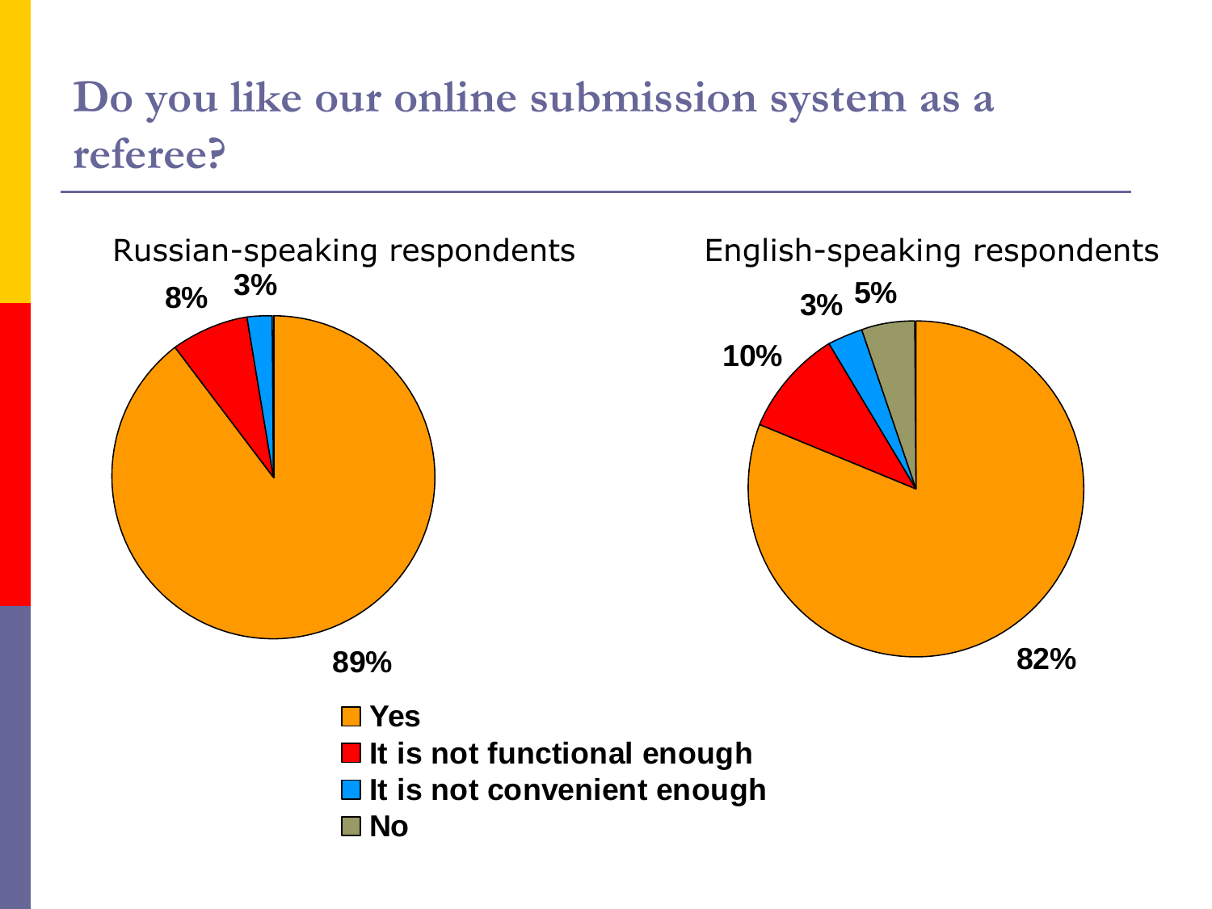# Do you like our online submission system as a referee?

Russian-speaking respondents

- Yes: 89%
- It is not functional enough: 8%
- It is not convenient enough: 3%

English-speaking respondents

- Yes: 82%
- It is not functional enough: 10%
- It is not convenient enough: 3%
- No: 5%

**Yes**
**It is not functional enough**
**It is not convenient enough**
**No**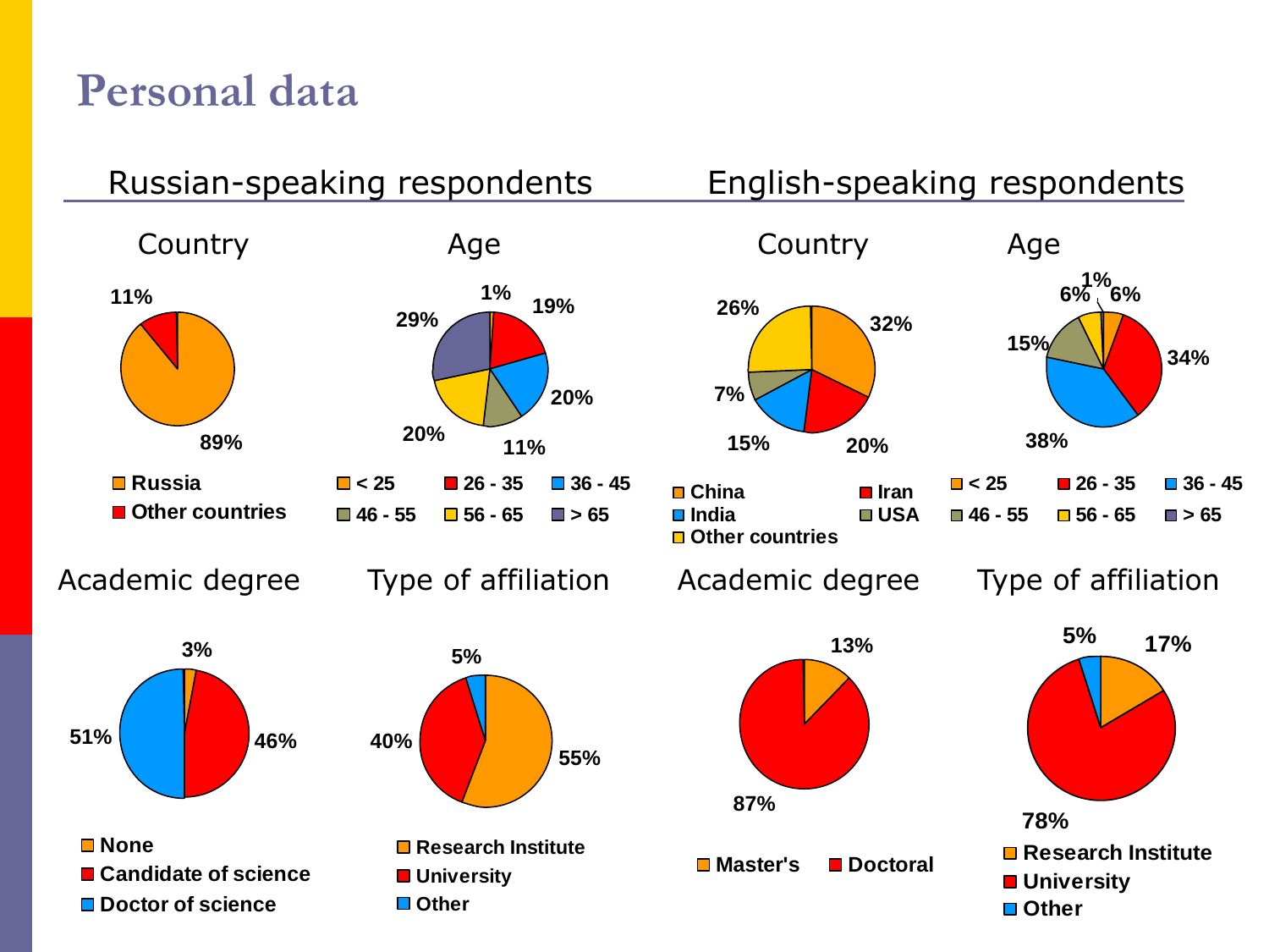# Personal data

## Russian-speaking respondents

### Country

11%

89%

Russia
Other countries

### Age

1%
19%
29%
20%
20%
11%

< 25
26 - 35
36 - 45
46 - 55
56 - 65
> 65

### Academic degree

3%
51%
46%

None
Candidate of science
Doctor of science

### Type of affiliation

5%
40%
55%

Research Institute
University
Other

## English-speaking respondents

### Country

26%
32%
7%
15%
20%

China
Iran
India
USA
Other countries

### Age

1%
6%
6%
15%
34%
38%

< 25
26 - 35
36 - 45
46 - 55
56 - 65
> 65

### Academic degree

13%
87%

Master's
Doctoral

### Type of affiliation

5%
17%
78%

Research Institute
University
Other